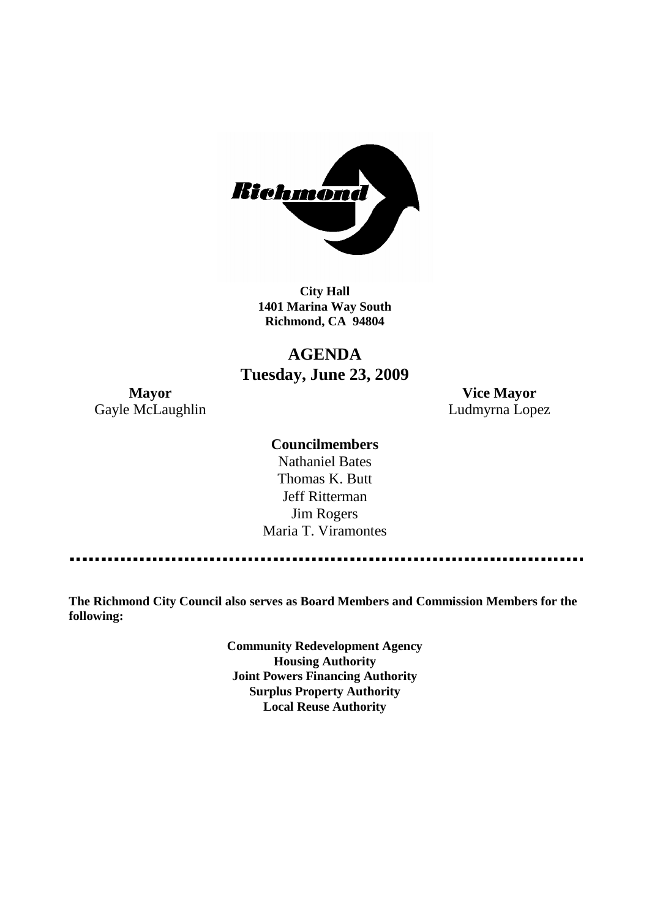**City Hall**
**1401 Marina Way South**
**Richmond, CA 94804**

# AGENDA
## Tuesday, June 23, 2009

**Mayor**
Gayle McLaughlin

**Vice Mayor**
Ludmyrna Lopez

**Councilmembers**
Nathaniel Bates
Thomas K. Butt
Jeff Ritterman
Jim Rogers
Maria T. Viramontes

---

**The Richmond City Council also serves as Board Members and Commission Members for the following:**

**Community Redevelopment Agency**
**Housing Authority**
**Joint Powers Financing Authority**
**Surplus Property Authority**
**Local Reuse Authority**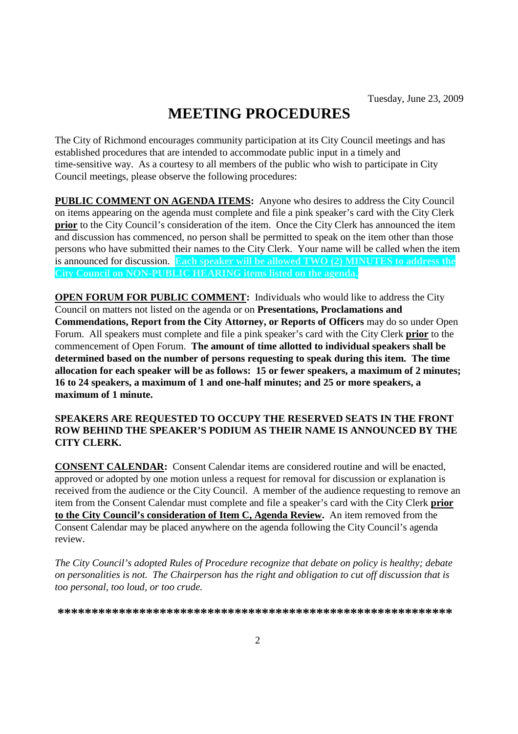Tuesday, June 23, 2009

# MEETING PROCEDURES

The City of Richmond encourages community participation at its City Council meetings and has established procedures that are intended to accommodate public input in a timely and time-sensitive way. As a courtesy to all members of the public who wish to participate in City Council meetings, please observe the following procedures:

**PUBLIC COMMENT ON AGENDA ITEMS:** Anyone who desires to address the City Council on items appearing on the agenda must complete and file a pink speaker's card with the City Clerk **prior** to the City Council's consideration of the item. Once the City Clerk has announced the item and discussion has commenced, no person shall be permitted to speak on the item other than those persons who have submitted their names to the City Clerk. Your name will be called when the item is announced for discussion. **Each speaker will be allowed TWO (2) MINUTES to address the City Council on NON-PUBLIC HEARING items listed on the agenda.**

**OPEN FORUM FOR PUBLIC COMMENT:** Individuals who would like to address the City Council on matters not listed on the agenda or on **Presentations, Proclamations and Commendations, Report from the City Attorney, or Reports of Officers** may do so under Open Forum. All speakers must complete and file a pink speaker's card with the City Clerk **prior** to the commencement of Open Forum. **The amount of time allotted to individual speakers shall be determined based on the number of persons requesting to speak during this item. The time allocation for each speaker will be as follows: 15 or fewer speakers, a maximum of 2 minutes; 16 to 24 speakers, a maximum of 1 and one-half minutes; and 25 or more speakers, a maximum of 1 minute.**

**SPEAKERS ARE REQUESTED TO OCCUPY THE RESERVED SEATS IN THE FRONT ROW BEHIND THE SPEAKER'S PODIUM AS THEIR NAME IS ANNOUNCED BY THE CITY CLERK.**

**CONSENT CALENDAR:** Consent Calendar items are considered routine and will be enacted, approved or adopted by one motion unless a request for removal for discussion or explanation is received from the audience or the City Council. A member of the audience requesting to remove an item from the Consent Calendar must complete and file a speaker's card with the City Clerk **prior to the City Council's consideration of Item C, Agenda Review.** An item removed from the Consent Calendar may be placed anywhere on the agenda following the City Council's agenda review.

*The City Council's adopted Rules of Procedure recognize that debate on policy is healthy; debate on personalities is not. The Chairperson has the right and obligation to cut off discussion that is too personal, too loud, or too crude.*

**************************************************************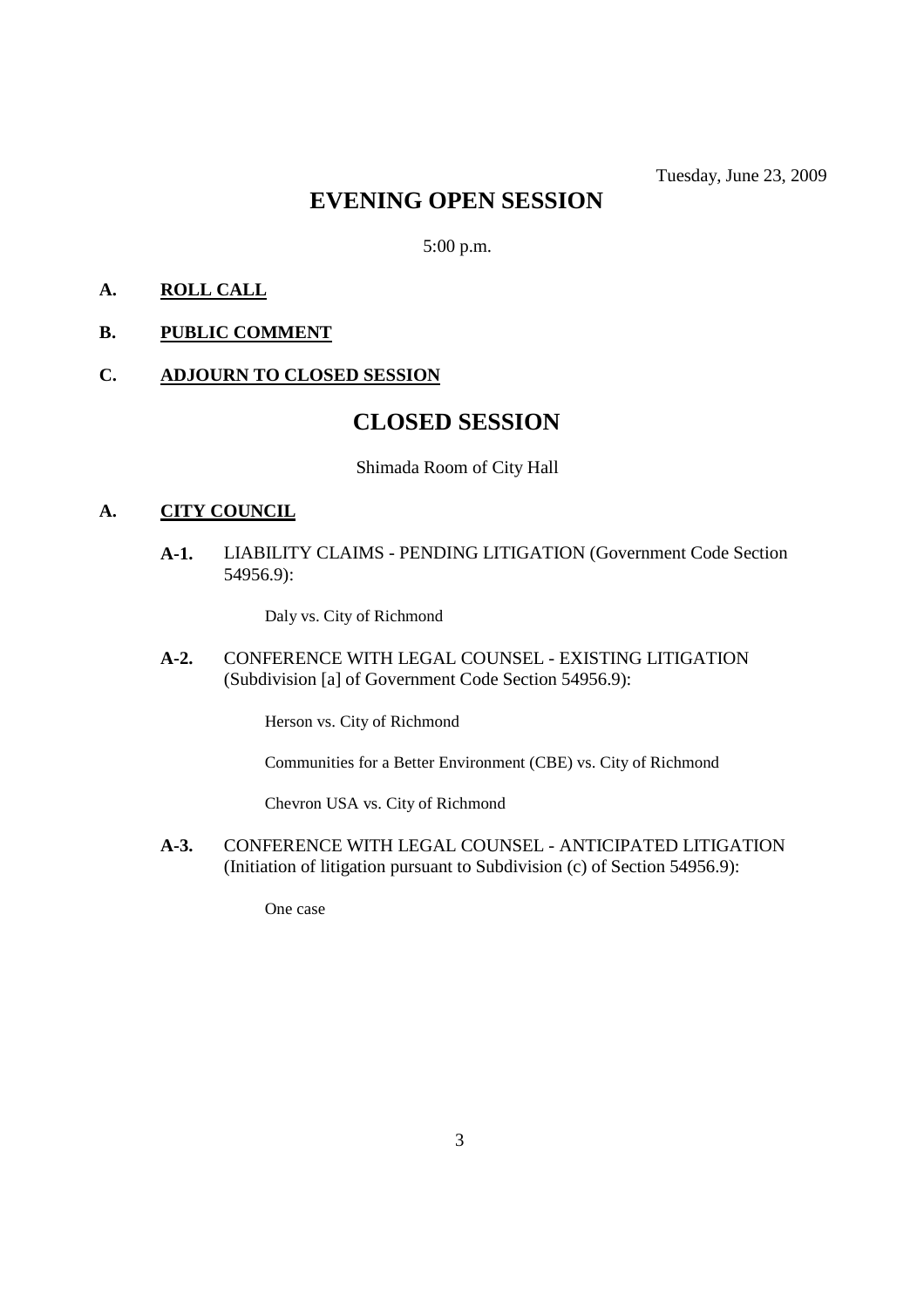Tuesday, June 23, 2009

# EVENING OPEN SESSION

5:00 p.m.

**A. ROLL CALL**

**B. PUBLIC COMMENT**

**C. ADJOURN TO CLOSED SESSION**

# CLOSED SESSION

Shimada Room of City Hall

**A. CITY COUNCIL**

**A-1.** LIABILITY CLAIMS - PENDING LITIGATION (Government Code Section 54956.9):

Daly vs. City of Richmond

**A-2.** CONFERENCE WITH LEGAL COUNSEL - EXISTING LITIGATION (Subdivision [a] of Government Code Section 54956.9):

Herson vs. City of Richmond

Communities for a Better Environment (CBE) vs. City of Richmond

Chevron USA vs. City of Richmond

**A-3.** CONFERENCE WITH LEGAL COUNSEL - ANTICIPATED LITIGATION (Initiation of litigation pursuant to Subdivision (c) of Section 54956.9):

One case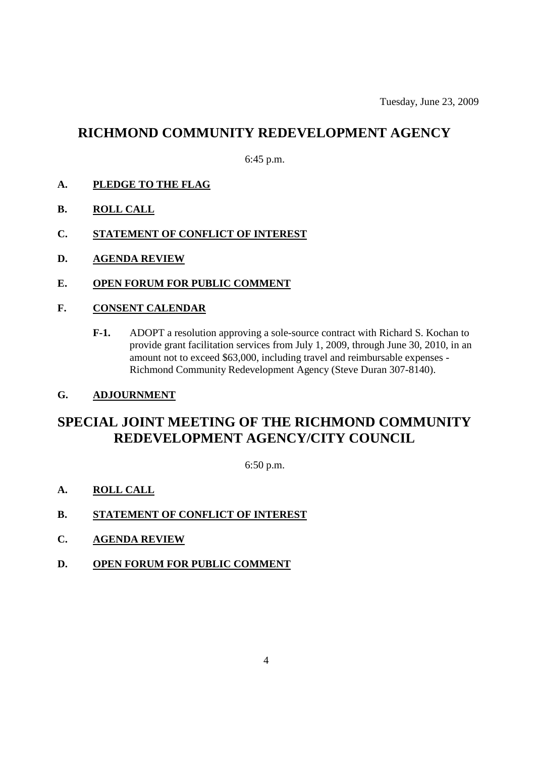Tuesday, June 23, 2009

## RICHMOND COMMUNITY REDEVELOPMENT AGENCY

6:45 p.m.

**A. PLEDGE TO THE FLAG**

**B. ROLL CALL**

**C. STATEMENT OF CONFLICT OF INTEREST**

**D. AGENDA REVIEW**

**E. OPEN FORUM FOR PUBLIC COMMENT**

**F. CONSENT CALENDAR**

**F-1.** ADOPT a resolution approving a sole-source contract with Richard S. Kochan to provide grant facilitation services from July 1, 2009, through June 30, 2010, in an amount not to exceed $63,000, including travel and reimbursable expenses - Richmond Community Redevelopment Agency (Steve Duran 307-8140).

**G. ADJOURNMENT**

## SPECIAL JOINT MEETING OF THE RICHMOND COMMUNITY REDEVELOPMENT AGENCY/CITY COUNCIL

6:50 p.m.

**A. ROLL CALL**

**B. STATEMENT OF CONFLICT OF INTEREST**

**C. AGENDA REVIEW**

**D. OPEN FORUM FOR PUBLIC COMMENT**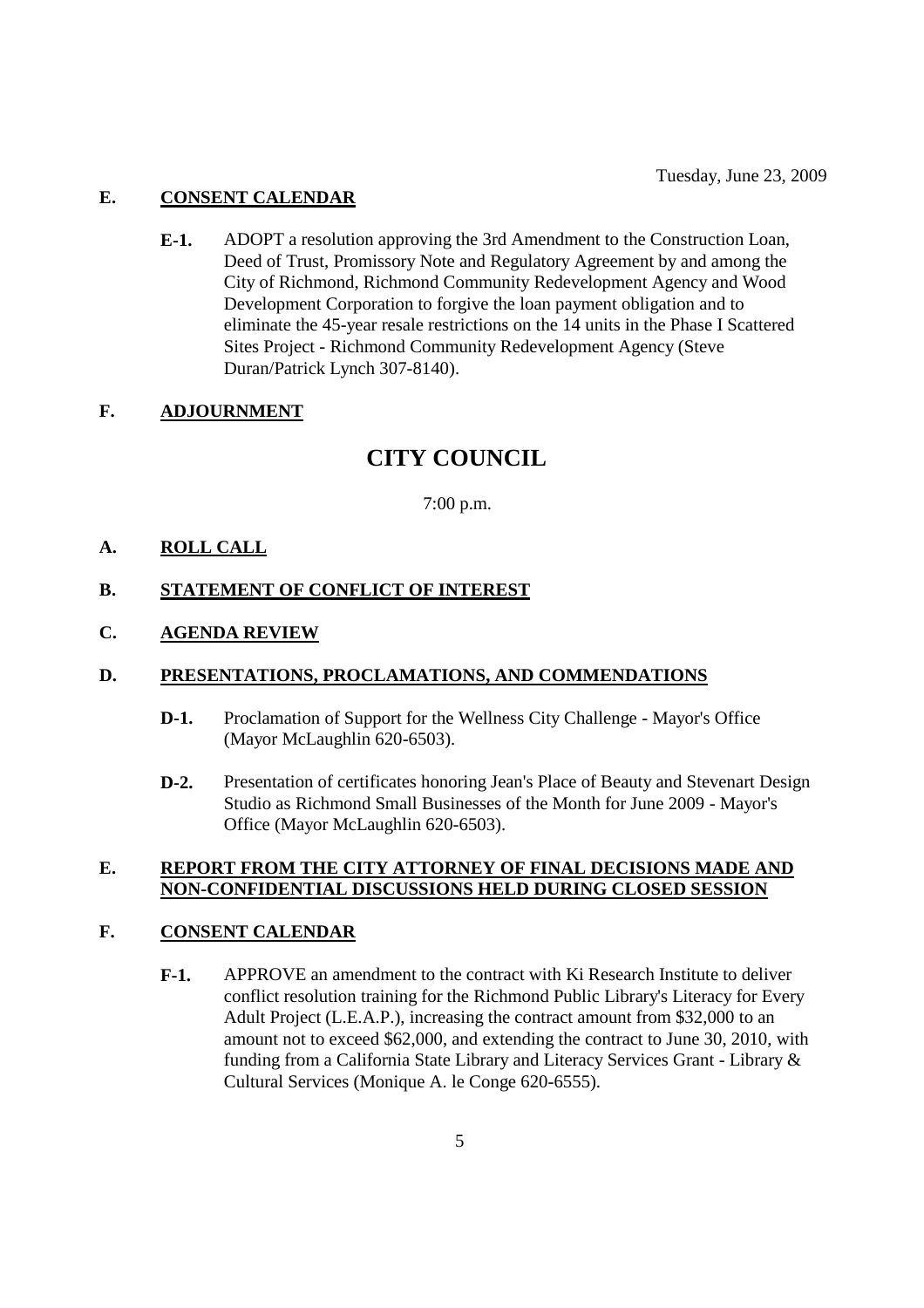Tuesday, June 23, 2009

## E. CONSENT CALENDAR

**E-1.** ADOPT a resolution approving the 3rd Amendment to the Construction Loan, Deed of Trust, Promissory Note and Regulatory Agreement by and among the City of Richmond, Richmond Community Redevelopment Agency and Wood Development Corporation to forgive the loan payment obligation and to eliminate the 45-year resale restrictions on the 14 units in the Phase I Scattered Sites Project - Richmond Community Redevelopment Agency (Steve Duran/Patrick Lynch 307-8140).

## F. ADJOURNMENT

# CITY COUNCIL

7:00 p.m.

## A. ROLL CALL

## B. STATEMENT OF CONFLICT OF INTEREST

## C. AGENDA REVIEW

## D. PRESENTATIONS, PROCLAMATIONS, AND COMMENDATIONS

**D-1.** Proclamation of Support for the Wellness City Challenge - Mayor's Office (Mayor McLaughlin 620-6503).

**D-2.** Presentation of certificates honoring Jean's Place of Beauty and Stevenart Design Studio as Richmond Small Businesses of the Month for June 2009 - Mayor's Office (Mayor McLaughlin 620-6503).

## E. REPORT FROM THE CITY ATTORNEY OF FINAL DECISIONS MADE AND NON-CONFIDENTIAL DISCUSSIONS HELD DURING CLOSED SESSION

## F. CONSENT CALENDAR

**F-1.** APPROVE an amendment to the contract with Ki Research Institute to deliver conflict resolution training for the Richmond Public Library's Literacy for Every Adult Project (L.E.A.P.), increasing the contract amount from $32,000 to an amount not to exceed $62,000, and extending the contract to June 30, 2010, with funding from a California State Library and Literacy Services Grant - Library & Cultural Services (Monique A. le Conge 620-6555).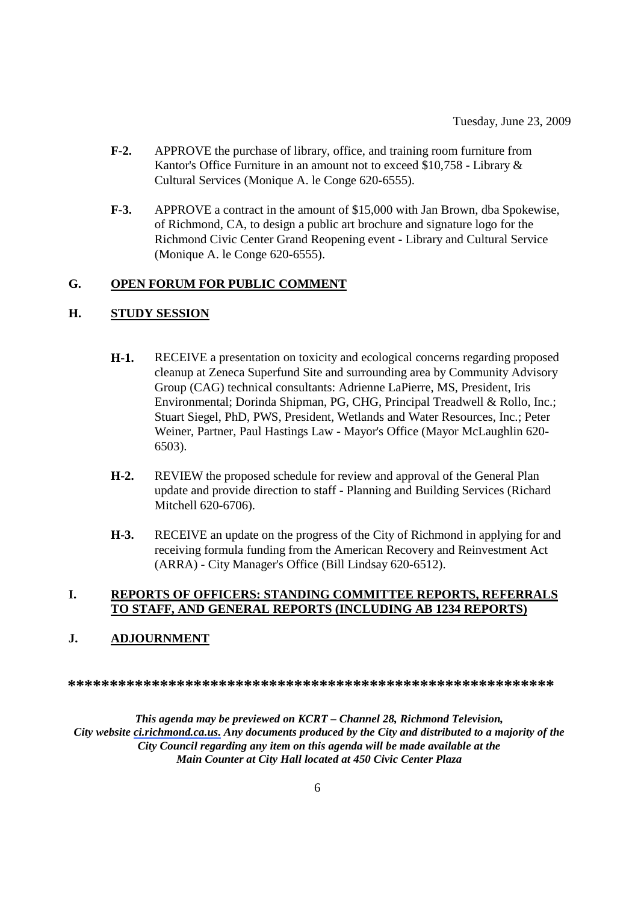Tuesday, June 23, 2009

**F-2.** APPROVE the purchase of library, office, and training room furniture from Kantor's Office Furniture in an amount not to exceed $10,758 - Library & Cultural Services (Monique A. le Conge 620-6555).

**F-3.** APPROVE a contract in the amount of $15,000 with Jan Brown, dba Spokewise, of Richmond, CA, to design a public art brochure and signature logo for the Richmond Civic Center Grand Reopening event - Library and Cultural Service (Monique A. le Conge 620-6555).

## G. OPEN FORUM FOR PUBLIC COMMENT

## H. STUDY SESSION

**H-1.** RECEIVE a presentation on toxicity and ecological concerns regarding proposed cleanup at Zeneca Superfund Site and surrounding area by Community Advisory Group (CAG) technical consultants: Adrienne LaPierre, MS, President, Iris Environmental; Dorinda Shipman, PG, CHG, Principal Treadwell & Rollo, Inc.; Stuart Siegel, PhD, PWS, President, Wetlands and Water Resources, Inc.; Peter Weiner, Partner, Paul Hastings Law - Mayor's Office (Mayor McLaughlin 620-6503).

**H-2.** REVIEW the proposed schedule for review and approval of the General Plan update and provide direction to staff - Planning and Building Services (Richard Mitchell 620-6706).

**H-3.** RECEIVE an update on the progress of the City of Richmond in applying for and receiving formula funding from the American Recovery and Reinvestment Act (ARRA) - City Manager's Office (Bill Lindsay 620-6512).

## I. REPORTS OF OFFICERS: STANDING COMMITTEE REPORTS, REFERRALS TO STAFF, AND GENERAL REPORTS (INCLUDING AB 1234 REPORTS)

## J. ADJOURNMENT

**********************************************************

***This agenda may be previewed on KCRT – Channel 28, Richmond Television, City website ci.richmond.ca.us. Any documents produced by the City and distributed to a majority of the City Council regarding any item on this agenda will be made available at the Main Counter at City Hall located at 450 Civic Center Plaza***